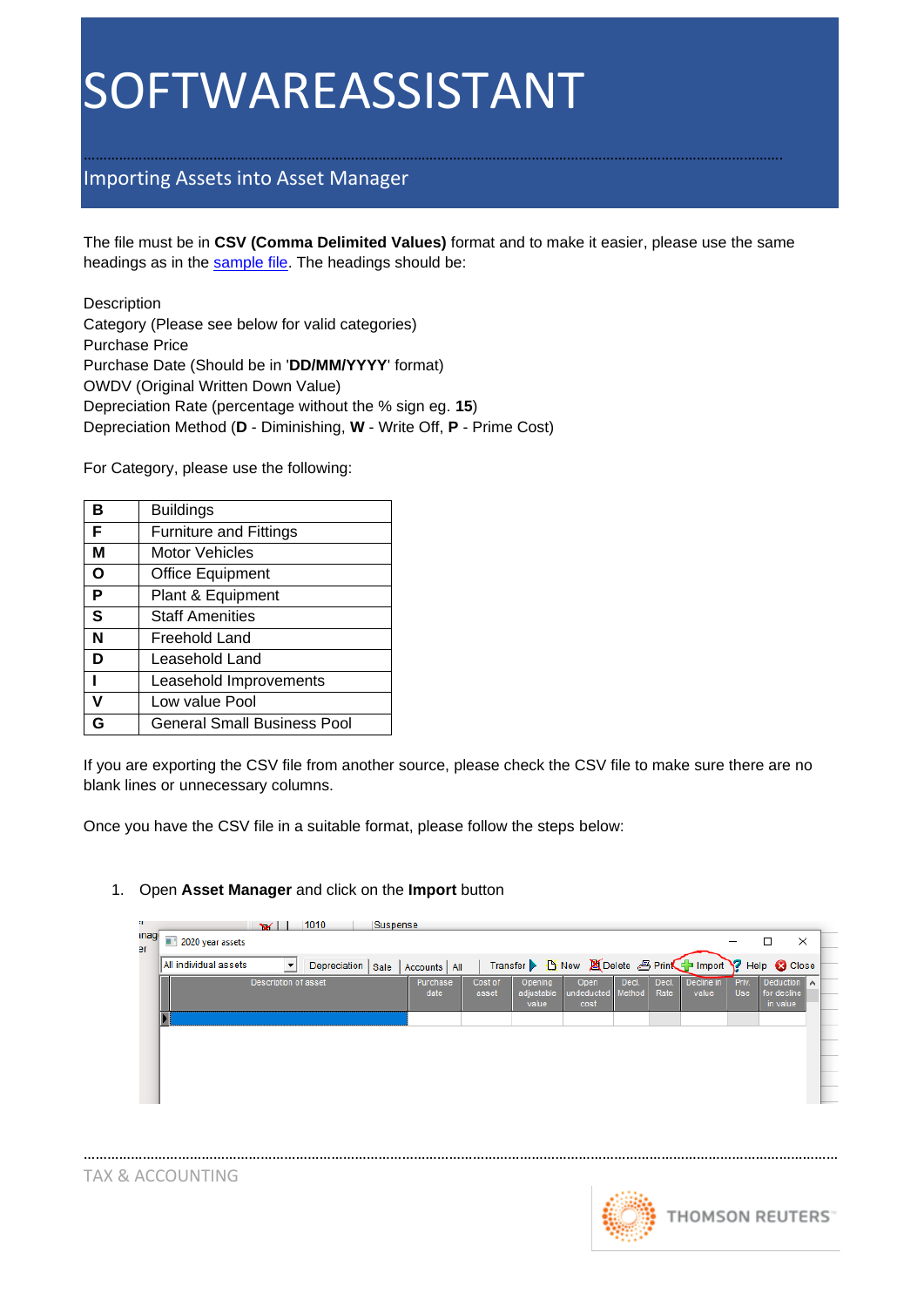# SOFTWAREASSISTANT

## Importing Assets into Asset Manager

The file must be in **CSV (Comma Delimited Values)** format and to make it easier, please use the same headings as in the sample file. The headings should be:

Description
Category (Please see below for valid categories)
Purchase Price
Purchase Date (Should be in '**DD/MM/YYYY**' format)
OWDV (Original Written Down Value)
Depreciation Rate (percentage without the % sign eg. **15**)
Depreciation Method (**D** - Diminishing, **W** - Write Off, **P** - Prime Cost)

For Category, please use the following:

| | |
|---|---|
| **B** | Buildings |
| **F** | Furniture and Fittings |
| **M** | Motor Vehicles |
| **O** | Office Equipment |
| **P** | Plant & Equipment |
| **S** | Staff Amenities |
| **N** | Freehold Land |
| **D** | Leasehold Land |
| **I** | Leasehold Improvements |
| **V** | Low value Pool |
| **G** | General Small Business Pool |

If you are exporting the CSV file from another source, please check the CSV file to make sure there are no blank lines or unnecessary columns.

Once you have the CSV file in a suitable format, please follow the steps below:

1. Open **Asset Manager** and click on the **Import** button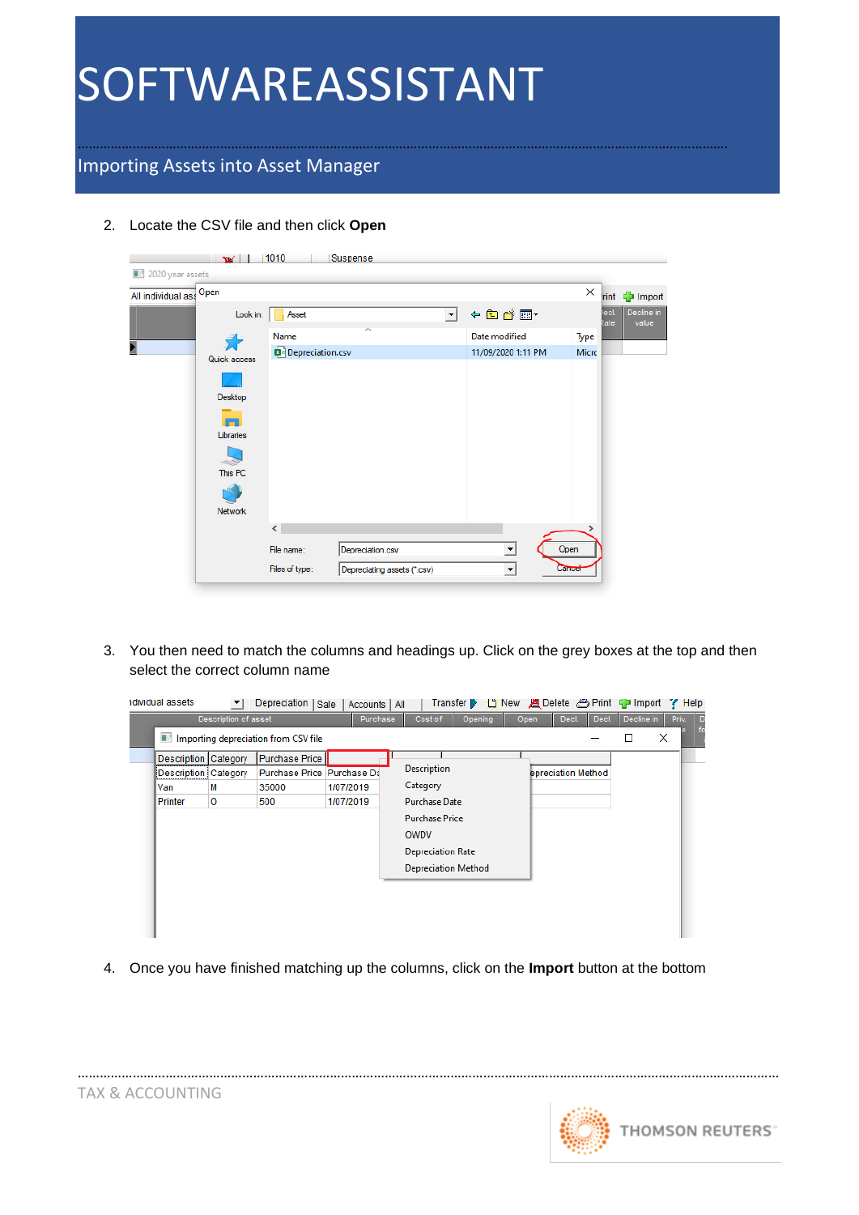2. Locate the CSV file and then click **Open**

3. You then need to match the columns and headings up. Click on the grey boxes at the top and then select the correct column name

4. Once you have finished matching up the columns, click on the **Import** button at the bottom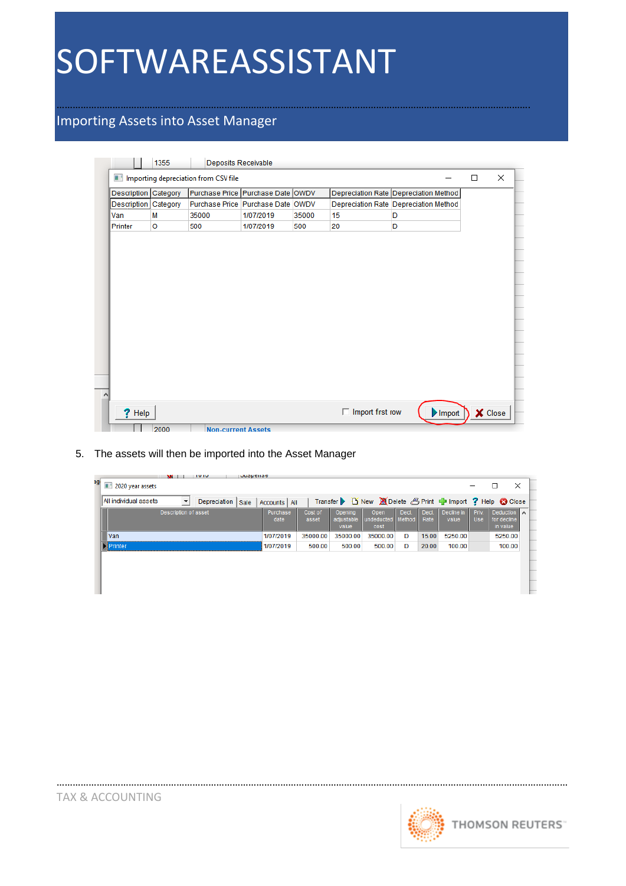# SOFTWAREASSISTANT

Importing Assets into Asset Manager

Importing depreciation from CSV file

| Description | Category | Purchase Price | Purchase Date | OWDV | Depreciation Rate | Depreciation Method |
|---|---|---|---|---|---|---|
| Description | Category | Purchase Price | Purchase Date | OWDV | Depreciation Rate | Depreciation Method |
| Van | M | 35000 | 1/07/2019 | 35000 | 15 | D |
| Printer | O | 500 | 1/07/2019 | 500 | 20 | D |

Help | Import frst row | Import | Close

5. The assets will then be imported into the Asset Manager

2020 year assets

All individual assets | Depreciation | Sale | Accounts | All | Transfer | New | Delete | Print | Import | Help | Close

| Description of asset | Purchase date | Cost of asset | Opening adjustable value | Open undeducted cost | Decl. Method | Decl. Rate | Decline in value | Priv Use | Deduction for decline in value |
|---|---|---|---|---|---|---|---|---|---|
| Van | 1/07/2019 | 35000.00 | 35000.00 | 35000.00 | D | 15.00 | 5250.00 | | 5250.00 |
| Printer | 1/07/2019 | 500.00 | 500.00 | 500.00 | D | 20.00 | 100.00 | | 100.00 |

TAX & ACCOUNTING

THOMSON REUTERS